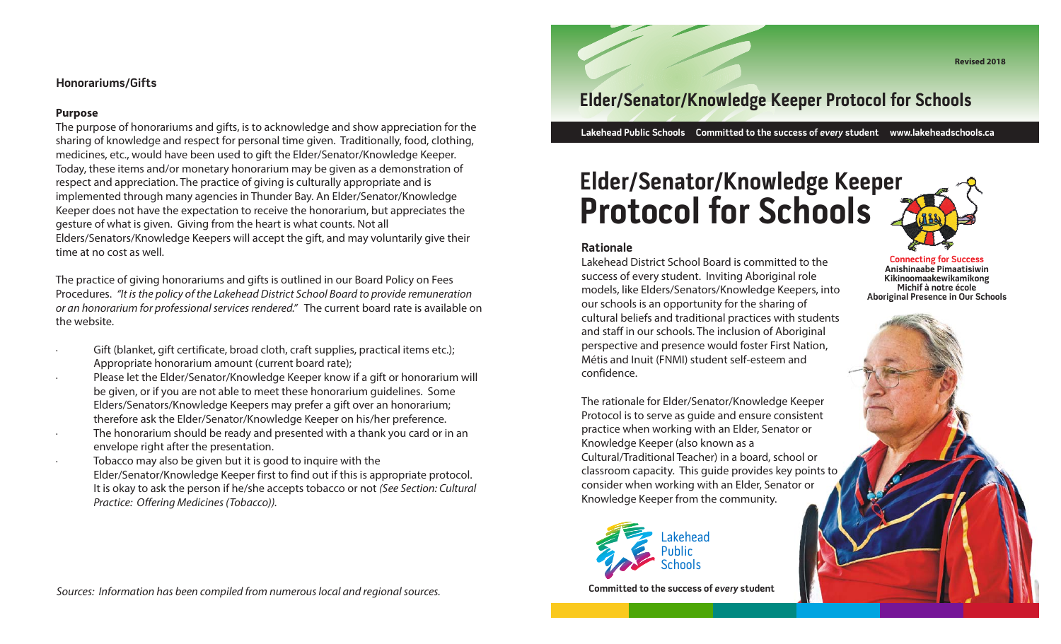## Honorariums/Gifts

**Purpose**

The purpose of honorariums and gifts, is to acknowledge and show appreciation for the sharing of knowledge and respect for personal time given. Traditionally, food, clothing, medicines, etc., would have been used to gift the Elder/Senator/Knowledge Keeper. Today, these items and/or monetary honorarium may be given as a demonstration of respect and appreciation. The practice of giving is culturally appropriate and is implemented through many agencies in Thunder Bay. An Elder/Senator/Knowledge Keeper does not have the expectation to receive the honorarium, but appreciates the gesture of what is given. Giving from the heart is what counts. Not all Elders/Senators/Knowledge Keepers will accept the gift, and may voluntarily give their time at no cost as well.

The practice of giving honorariums and gifts is outlined in our Board Policy on Fees Procedures. *"It is the policy of the Lakehead District School Board to provide remuneration or an honorarium for professional services rendered."* The current board rate is available on the website.

- Gift (blanket, gift certificate, broad cloth, craft supplies, practical items etc.); Appropriate honorarium amount (current board rate);
- Please let the Elder/Senator/Knowledge Keeper know if a gift or honorarium will be given, or if you are not able to meet these honorarium guidelines. Some Elders/Senators/Knowledge Keepers may prefer a gift over an honorarium; therefore ask the Elder/Senator/Knowledge Keeper on his/her preference.
- The honorarium should be ready and presented with a thank you card or in an envelope right after the presentation.
- Tobacco may also be given but it is good to inquire with the Elder/Senator/Knowledge Keeper first to find out if this is appropriate protocol. It is okay to ask the person if he/she accepts tobacco or not *(See Section: Cultural Practice: Offering Medicines (Tobacco)).*

*Sources: Information has been compiled from numerous local and regional sources.*

Revised 2018

# Elder/Senator/Knowledge Keeper Protocol for Schools

**Lakehead Public Schools  Committed to the success of *every* student  www.lakeheadschools.ca**

# Elder/Senator/Knowledge Keeper Protocol for Schools

**Connecting for Success**
**Anishinaabe Pimaatisiwin**
**Kikinoomaakewikamikong**
**Michif à notre école**
**Aboriginal Presence in Our Schools**

### Rationale

Lakehead District School Board is committed to the success of every student. Inviting Aboriginal role models, like Elders/Senators/Knowledge Keepers, into our schools is an opportunity for the sharing of cultural beliefs and traditional practices with students and staff in our schools. The inclusion of Aboriginal perspective and presence would foster First Nation, Métis and Inuit (FNMI) student self-esteem and confidence.

The rationale for Elder/Senator/Knowledge Keeper Protocol is to serve as guide and ensure consistent practice when working with an Elder, Senator or Knowledge Keeper (also known as a Cultural/Traditional Teacher) in a board, school or classroom capacity. This guide provides key points to consider when working with an Elder, Senator or Knowledge Keeper from the community.

Lakehead Public Schools

**Committed to the success of *every* student**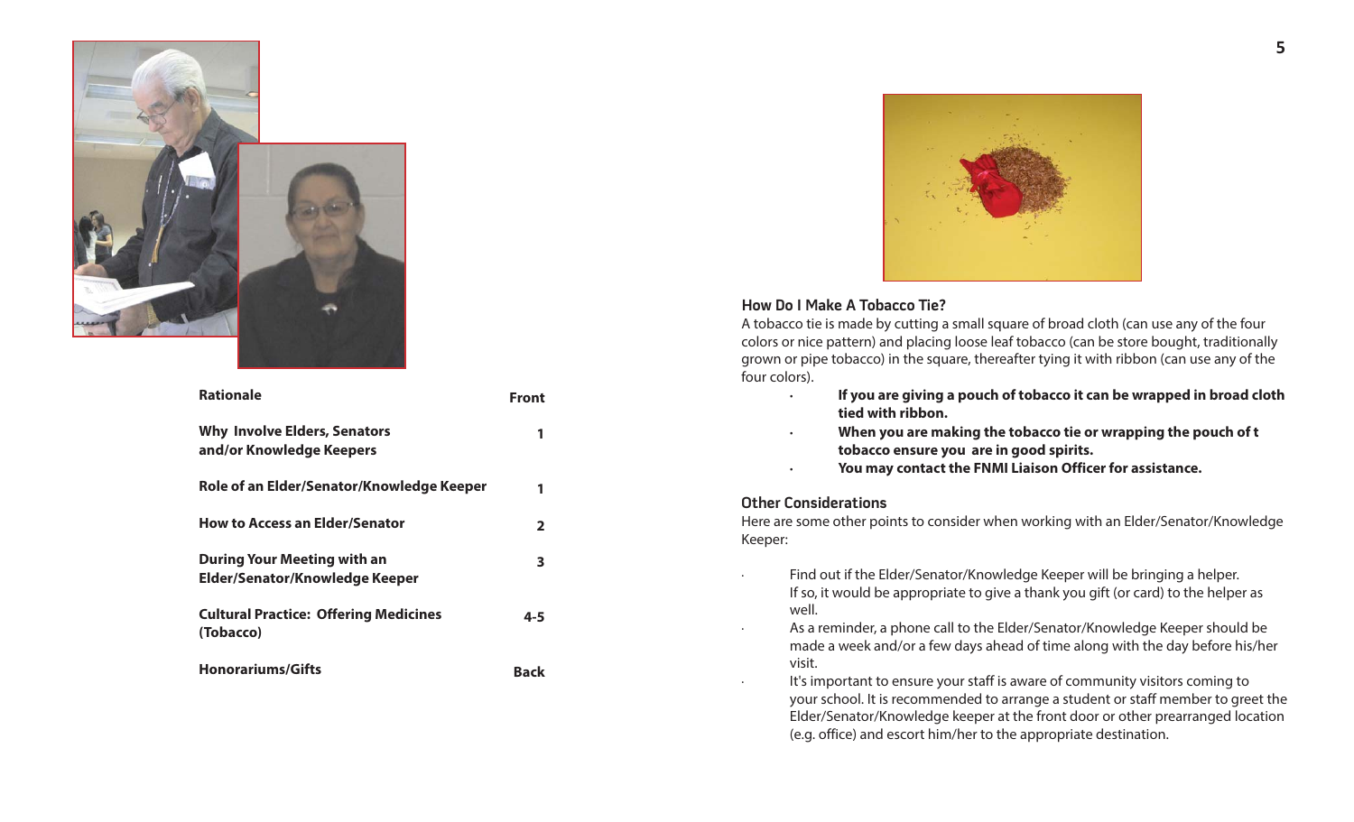| | |
|---|---|
| **Rationale** | **Front** |
| **Why Involve Elders, Senators and/or Knowledge Keepers** | **1** |
| **Role of an Elder/Senator/Knowledge Keeper** | **1** |
| **How to Access an Elder/Senator** | **2** |
| **During Your Meeting with an Elder/Senator/Knowledge Keeper** | **3** |
| **Cultural Practice: Offering Medicines (Tobacco)** | **4-5** |
| **Honorariums/Gifts** | **Back** |

### How Do I Make A Tobacco Tie?

A tobacco tie is made by cutting a small square of broad cloth (can use any of the four colors or nice pattern) and placing loose leaf tobacco (can be store bought, traditionally grown or pipe tobacco) in the square, thereafter tying it with ribbon (can use any of the four colors).

- **If you are giving a pouch of tobacco it can be wrapped in broad cloth tied with ribbon.**
- **When you are making the tobacco tie or wrapping the pouch of t tobacco ensure you are in good spirits.**
- **You may contact the FNMI Liaison Officer for assistance.**

### Other Considerations

Here are some other points to consider when working with an Elder/Senator/Knowledge Keeper:

- Find out if the Elder/Senator/Knowledge Keeper will be bringing a helper. If so, it would be appropriate to give a thank you gift (or card) to the helper as well.
- As a reminder, a phone call to the Elder/Senator/Knowledge Keeper should be made a week and/or a few days ahead of time along with the day before his/her visit.
- It's important to ensure your staff is aware of community visitors coming to your school. It is recommended to arrange a student or staff member to greet the Elder/Senator/Knowledge keeper at the front door or other prearranged location (e.g. office) and escort him/her to the appropriate destination.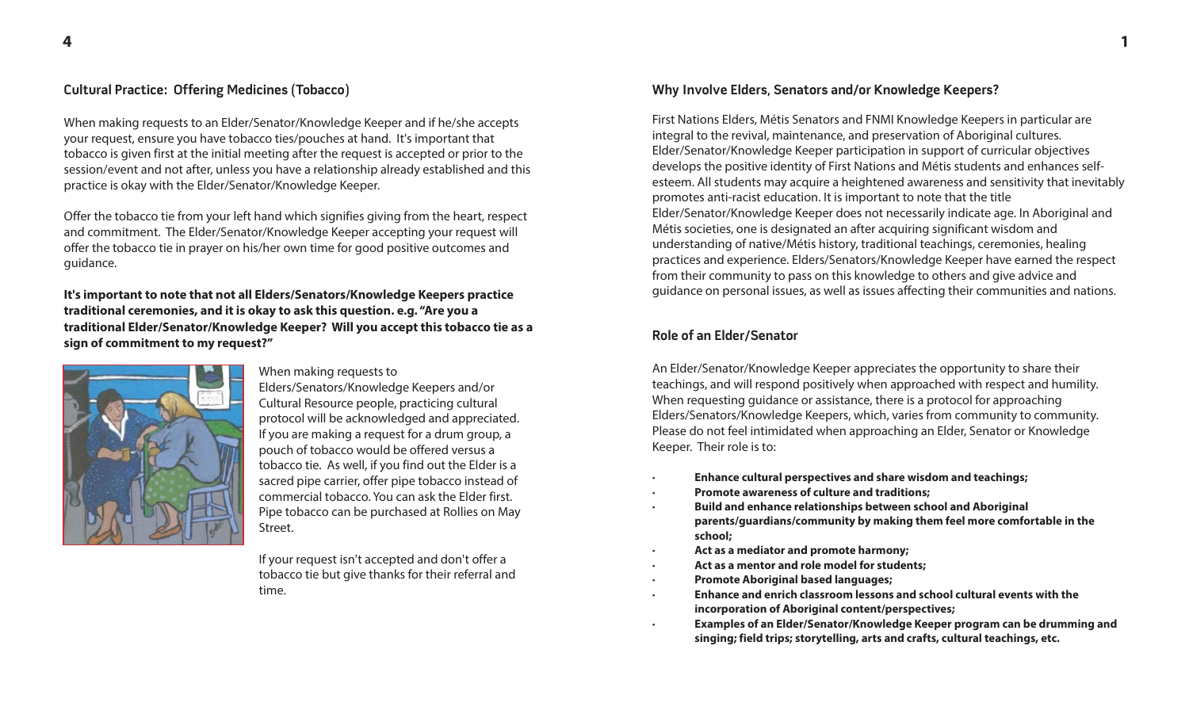## Cultural Practice: Offering Medicines (Tobacco)

When making requests to an Elder/Senator/Knowledge Keeper and if he/she accepts your request, ensure you have tobacco ties/pouches at hand. It's important that tobacco is given first at the initial meeting after the request is accepted or prior to the session/event and not after, unless you have a relationship already established and this practice is okay with the Elder/Senator/Knowledge Keeper.

Offer the tobacco tie from your left hand which signifies giving from the heart, respect and commitment. The Elder/Senator/Knowledge Keeper accepting your request will offer the tobacco tie in prayer on his/her own time for good positive outcomes and guidance.

**It's important to note that not all Elders/Senators/Knowledge Keepers practice traditional ceremonies, and it is okay to ask this question. e.g. "Are you a traditional Elder/Senator/Knowledge Keeper? Will you accept this tobacco tie as a sign of commitment to my request?"**

When making requests to Elders/Senators/Knowledge Keepers and/or Cultural Resource people, practicing cultural protocol will be acknowledged and appreciated. If you are making a request for a drum group, a pouch of tobacco would be offered versus a tobacco tie. As well, if you find out the Elder is a sacred pipe carrier, offer pipe tobacco instead of commercial tobacco. You can ask the Elder first. Pipe tobacco can be purchased at Rollies on May Street.

If your request isn't accepted and don't offer a tobacco tie but give thanks for their referral and time.

## Why Involve Elders, Senators and/or Knowledge Keepers?

First Nations Elders, Métis Senators and FNMI Knowledge Keepers in particular are integral to the revival, maintenance, and preservation of Aboriginal cultures. Elder/Senator/Knowledge Keeper participation in support of curricular objectives develops the positive identity of First Nations and Métis students and enhances self-esteem. All students may acquire a heightened awareness and sensitivity that inevitably promotes anti-racist education. It is important to note that the title Elder/Senator/Knowledge Keeper does not necessarily indicate age. In Aboriginal and Métis societies, one is designated an after acquiring significant wisdom and understanding of native/Métis history, traditional teachings, ceremonies, healing practices and experience. Elders/Senators/Knowledge Keeper have earned the respect from their community to pass on this knowledge to others and give advice and guidance on personal issues, as well as issues affecting their communities and nations.

## Role of an Elder/Senator

An Elder/Senator/Knowledge Keeper appreciates the opportunity to share their teachings, and will respond positively when approached with respect and humility. When requesting guidance or assistance, there is a protocol for approaching Elders/Senators/Knowledge Keepers, which, varies from community to community. Please do not feel intimidated when approaching an Elder, Senator or Knowledge Keeper. Their role is to:

- **Enhance cultural perspectives and share wisdom and teachings;**
- **Promote awareness of culture and traditions;**
- **Build and enhance relationships between school and Aboriginal parents/guardians/community by making them feel more comfortable in the school;**
- **Act as a mediator and promote harmony;**
- **Act as a mentor and role model for students;**
- **Promote Aboriginal based languages;**
- **Enhance and enrich classroom lessons and school cultural events with the incorporation of Aboriginal content/perspectives;**
- **Examples of an Elder/Senator/Knowledge Keeper program can be drumming and singing; field trips; storytelling, arts and crafts, cultural teachings, etc.**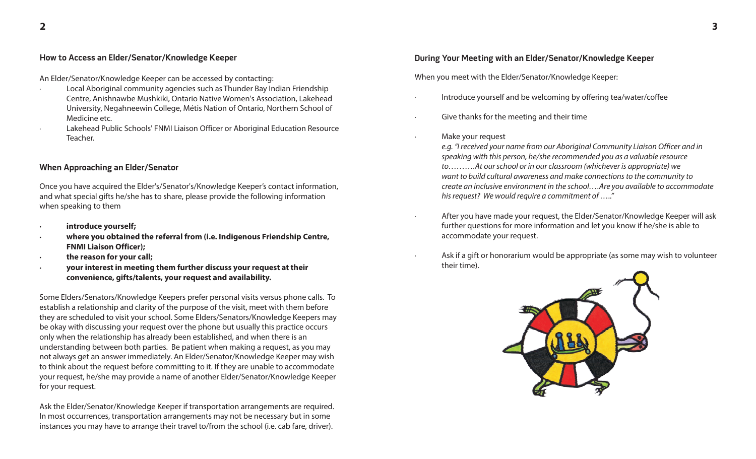## How to Access an Elder/Senator/Knowledge Keeper

An Elder/Senator/Knowledge Keeper can be accessed by contacting:

- Local Aboriginal community agencies such as Thunder Bay Indian Friendship Centre, Anishnawbe Mushkiki, Ontario Native Women's Association, Lakehead University, Negahneewin College, Métis Nation of Ontario, Northern School of Medicine etc.
- Lakehead Public Schools' FNMI Liaison Officer or Aboriginal Education Resource Teacher.

## When Approaching an Elder/Senator

Once you have acquired the Elder's/Senator's/Knowledge Keeper's contact information, and what special gifts he/she has to share, please provide the following information when speaking to them

- **introduce yourself;**
- **where you obtained the referral from (i.e. Indigenous Friendship Centre, FNMI Liaison Officer);**
- **the reason for your call;**
- **your interest in meeting them further discuss your request at their convenience, gifts/talents, your request and availability.**

Some Elders/Senators/Knowledge Keepers prefer personal visits versus phone calls. To establish a relationship and clarity of the purpose of the visit, meet with them before they are scheduled to visit your school. Some Elders/Senators/Knowledge Keepers may be okay with discussing your request over the phone but usually this practice occurs only when the relationship has already been established, and when there is an understanding between both parties. Be patient when making a request, as you may not always get an answer immediately. An Elder/Senator/Knowledge Keeper may wish to think about the request before committing to it. If they are unable to accommodate your request, he/she may provide a name of another Elder/Senator/Knowledge Keeper for your request.

Ask the Elder/Senator/Knowledge Keeper if transportation arrangements are required. In most occurrences, transportation arrangements may not be necessary but in some instances you may have to arrange their travel to/from the school (i.e. cab fare, driver).

## During Your Meeting with an Elder/Senator/Knowledge Keeper

When you meet with the Elder/Senator/Knowledge Keeper:

- Introduce yourself and be welcoming by offering tea/water/coffee
- Give thanks for the meeting and their time
- Make your request
  *e.g. "I received your name from our Aboriginal Community Liaison Officer and in speaking with this person, he/she recommended you as a valuable resource to……….At our school or in our classroom (whichever is appropriate) we want to build cultural awareness and make connections to the community to create an inclusive environment in the school….Are you available to accommodate his request? We would require a commitment of….."*
- After you have made your request, the Elder/Senator/Knowledge Keeper will ask further questions for more information and let you know if he/she is able to accommodate your request.
- Ask if a gift or honorarium would be appropriate (as some may wish to volunteer their time).